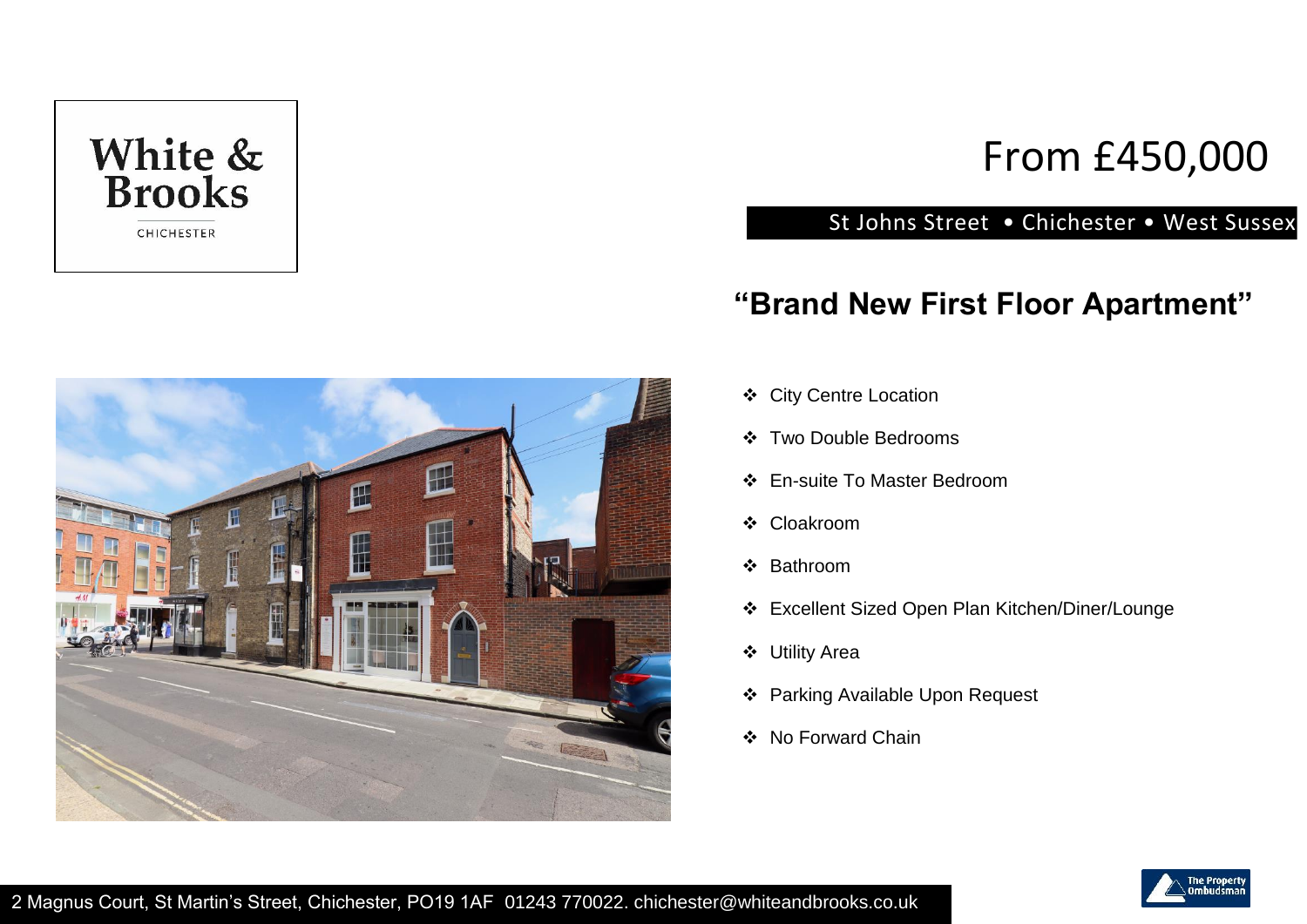White & Brooks
CHICHESTER

# From £450,000

St Johns Street • Chichester • West Sussex

## “Brand New First Floor Apartment”

- City Centre Location
- Two Double Bedrooms
- En-suite To Master Bedroom
- Cloakroom
- Bathroom
- Excellent Sized Open Plan Kitchen/Diner/Lounge
- Utility Area
- Parking Available Upon Request
- No Forward Chain

2 Magnus Court, St Martin’s Street, Chichester, PO19 1AF 01243 770022. chichester@whiteandbrooks.co.uk

The Property Ombudsman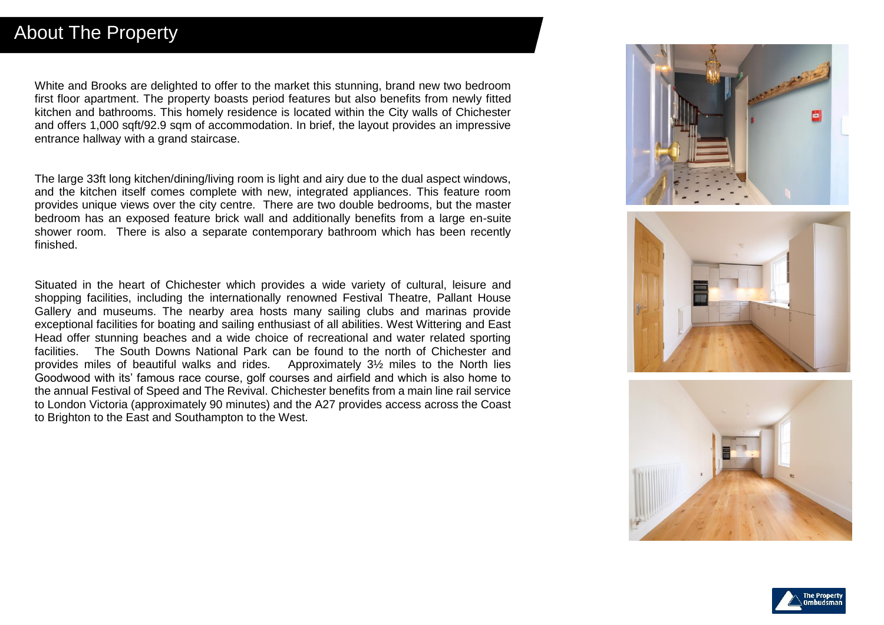# About The Property

White and Brooks are delighted to offer to the market this stunning, brand new two bedroom first floor apartment. The property boasts period features but also benefits from newly fitted kitchen and bathrooms. This homely residence is located within the City walls of Chichester and offers 1,000 sqft/92.9 sqm of accommodation. In brief, the layout provides an impressive entrance hallway with a grand staircase.

The large 33ft long kitchen/dining/living room is light and airy due to the dual aspect windows, and the kitchen itself comes complete with new, integrated appliances. This feature room provides unique views over the city centre. There are two double bedrooms, but the master bedroom has an exposed feature brick wall and additionally benefits from a large en-suite shower room. There is also a separate contemporary bathroom which has been recently finished.

Situated in the heart of Chichester which provides a wide variety of cultural, leisure and shopping facilities, including the internationally renowned Festival Theatre, Pallant House Gallery and museums. The nearby area hosts many sailing clubs and marinas provide exceptional facilities for boating and sailing enthusiast of all abilities. West Wittering and East Head offer stunning beaches and a wide choice of recreational and water related sporting facilities. The South Downs National Park can be found to the north of Chichester and provides miles of beautiful walks and rides. Approximately 3½ miles to the North lies Goodwood with its' famous race course, golf courses and airfield and which is also home to the annual Festival of Speed and The Revival. Chichester benefits from a main line rail service to London Victoria (approximately 90 minutes) and the A27 provides access across the Coast to Brighton to the East and Southampton to the West.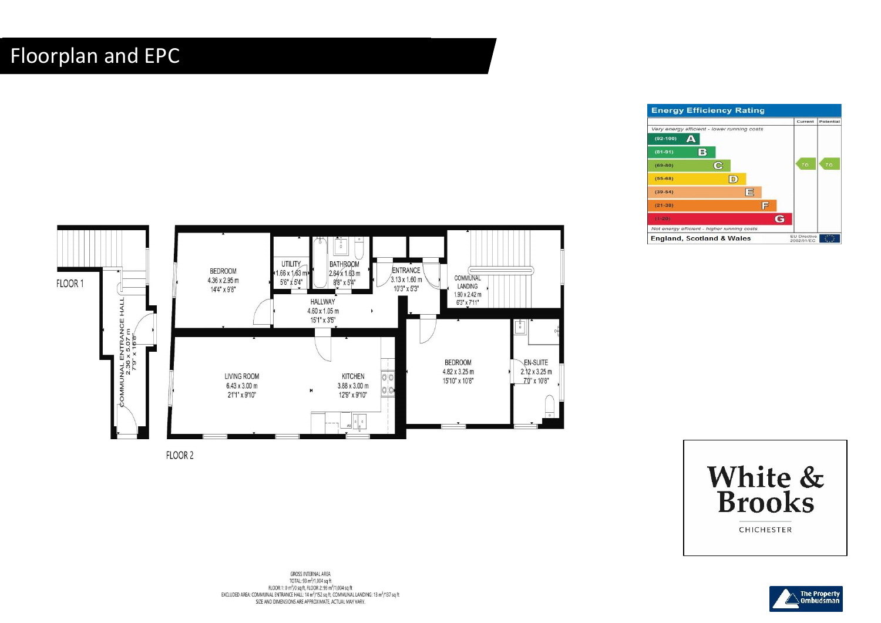# Floorplan and EPC

FLOOR 1

COMMUNAL ENTRANCE HALL
2.36 x 5.07 m
7'9" x 16'8"

FLOOR 2

BEDROOM
4.36 x 2.95 m
14'4" x 9'8"

UTILITY
1.66 x 1.63 m
5'6" x 5'4"

BATHROOM
2.64 x 1.63 m
8'8" x 5'4"

ENTRANCE
3.13 x 1.60 m
10'3" x 5'3"

COMMUNAL LANDING
1.90 x 2.42 m
6'3" x 7'11"

HALLWAY
4.60 x 1.05 m
15'1" x 3'5"

LIVING ROOM
6.43 x 3.00 m
21'1" x 9'10"

KITCHEN
3.88 x 3.00 m
12'9" x 9'10"

BEDROOM
4.82 x 3.25 m
15'10" x 10'8"

EN-SUITE
2.12 x 3.25 m
7'0" x 10'8"

GROSS INTERNAL AREA
TOTAL: 93 m²/1,004 sq ft
FLOOR 1: 0 m²/0 sq ft, FLOOR 2: 93 m²/1,004 sq ft
EXCLUDED AREA: COMMUNAL ENTRANCE HALL: 14 m²/152 sq ft, COMMUNAL LANDING: 13 m²/137 sq ft
SIZE AND DIMENSIONS ARE APPROXIMATE, ACTUAL MAY VARY.

## Energy Efficiency Rating

| | Current | Potential |
|---|---|---|
| *Very energy efficient - lower running costs* | | |
| (92-100) A | | |
| (81-91) B | | |
| (69-80) C | 78 | 78 |
| (55-68) D | | |
| (39-54) E | | |
| (21-38) F | | |
| (1-20) G | | |
| *Not energy efficient - higher running costs* | | |

England, Scotland & Wales — EU Directive 2002/91/EC

White & Brooks
CHICHESTER

The Property Ombudsman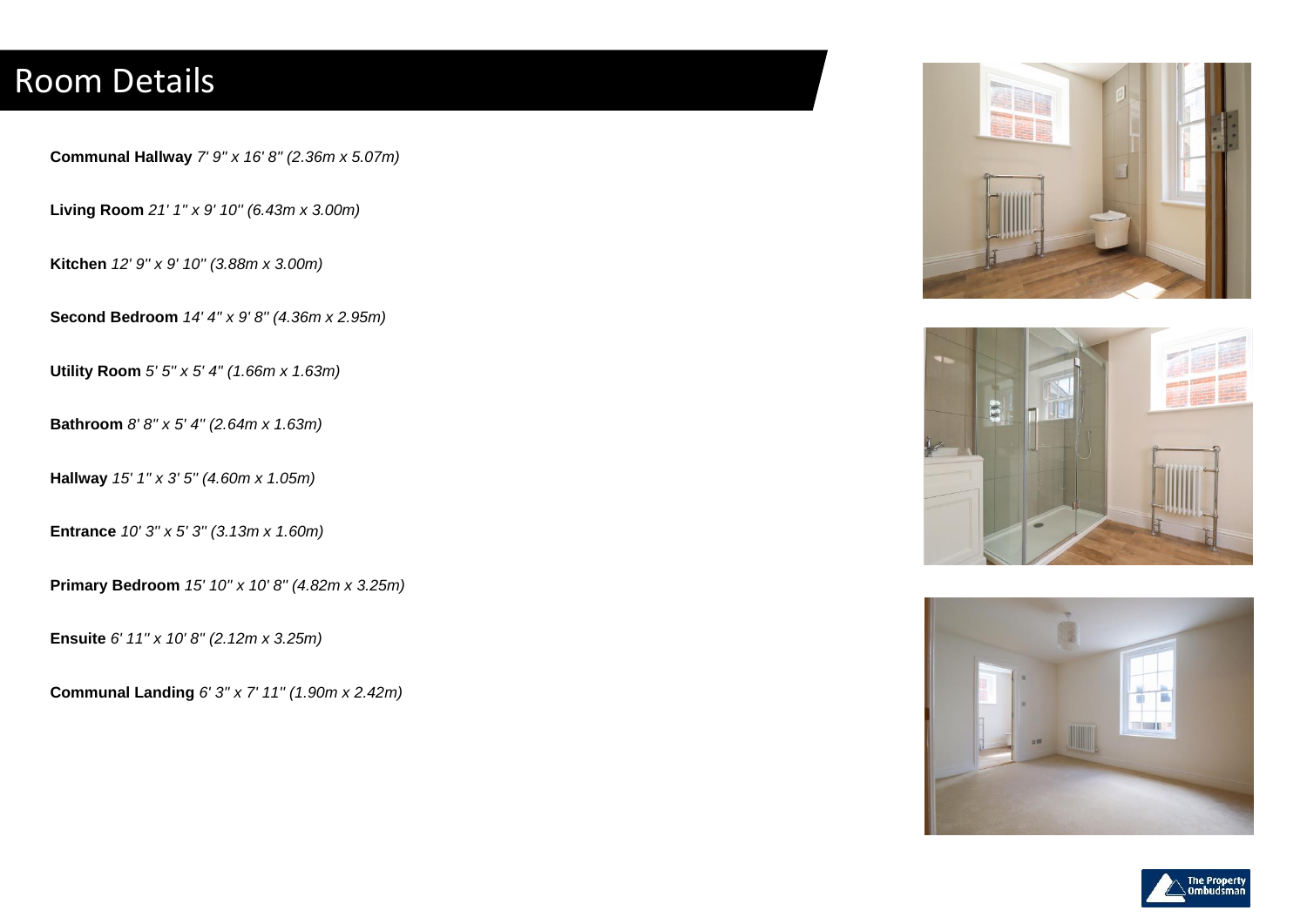# Room Details

**Communal Hallway** *7' 9" x 16' 8" (2.36m x 5.07m)*

**Living Room** *21' 1" x 9' 10" (6.43m x 3.00m)*

**Kitchen** *12' 9" x 9' 10" (3.88m x 3.00m)*

**Second Bedroom** *14' 4" x 9' 8" (4.36m x 2.95m)*

**Utility Room** *5' 5" x 5' 4" (1.66m x 1.63m)*

**Bathroom** *8' 8" x 5' 4" (2.64m x 1.63m)*

**Hallway** *15' 1" x 3' 5" (4.60m x 1.05m)*

**Entrance** *10' 3" x 5' 3" (3.13m x 1.60m)*

**Primary Bedroom** *15' 10" x 10' 8" (4.82m x 3.25m)*

**Ensuite** *6' 11" x 10' 8" (2.12m x 3.25m)*

**Communal Landing** *6' 3" x 7' 11" (1.90m x 2.42m)*